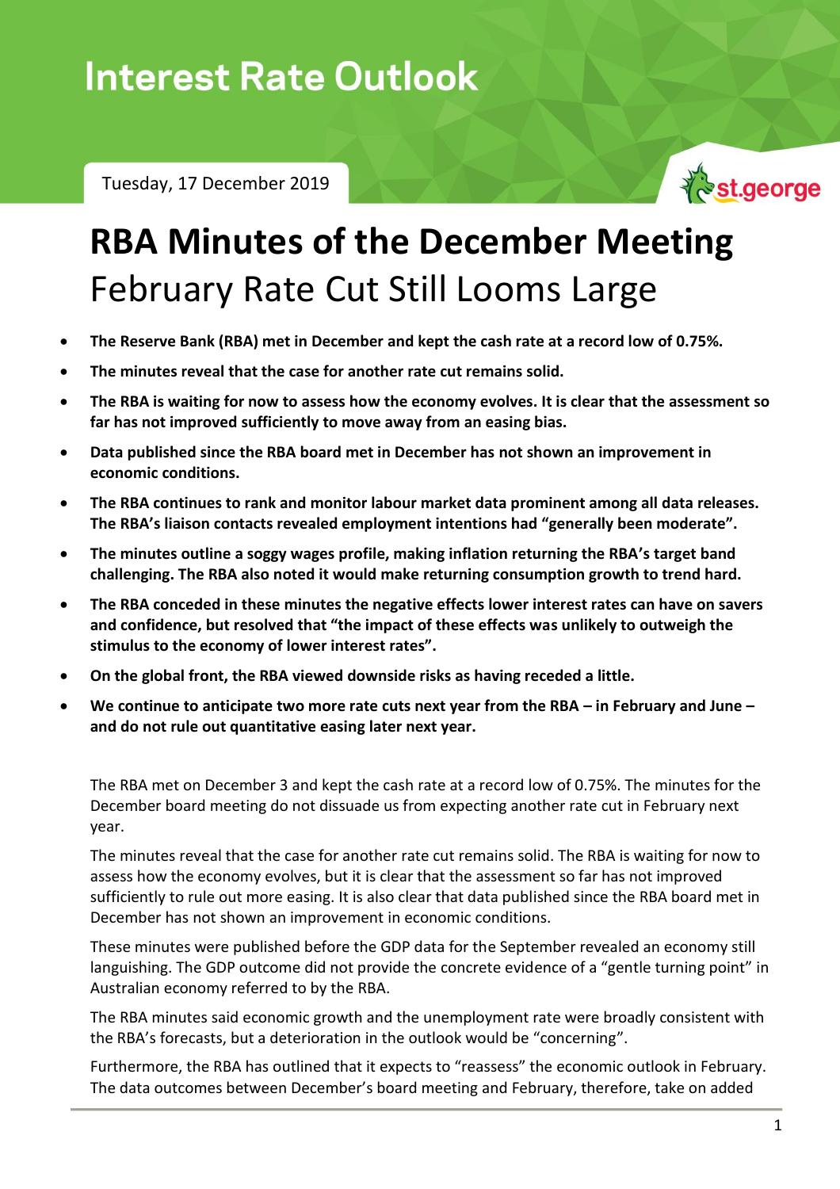# Interest Rate Outlook

Tuesday, 17 December 2019

st.george

# RBA Minutes of the December Meeting

## February Rate Cut Still Looms Large

- **The Reserve Bank (RBA) met in December and kept the cash rate at a record low of 0.75%.**
- **The minutes reveal that the case for another rate cut remains solid.**
- **The RBA is waiting for now to assess how the economy evolves. It is clear that the assessment so far has not improved sufficiently to move away from an easing bias.**
- **Data published since the RBA board met in December has not shown an improvement in economic conditions.**
- **The RBA continues to rank and monitor labour market data prominent among all data releases. The RBA's liaison contacts revealed employment intentions had "generally been moderate".**
- **The minutes outline a soggy wages profile, making inflation returning the RBA's target band challenging. The RBA also noted it would make returning consumption growth to trend hard.**
- **The RBA conceded in these minutes the negative effects lower interest rates can have on savers and confidence, but resolved that "the impact of these effects was unlikely to outweigh the stimulus to the economy of lower interest rates".**
- **On the global front, the RBA viewed downside risks as having receded a little.**
- **We continue to anticipate two more rate cuts next year from the RBA – in February and June – and do not rule out quantitative easing later next year.**

The RBA met on December 3 and kept the cash rate at a record low of 0.75%. The minutes for the December board meeting do not dissuade us from expecting another rate cut in February next year.

The minutes reveal that the case for another rate cut remains solid. The RBA is waiting for now to assess how the economy evolves, but it is clear that the assessment so far has not improved sufficiently to rule out more easing. It is also clear that data published since the RBA board met in December has not shown an improvement in economic conditions.

These minutes were published before the GDP data for the September revealed an economy still languishing. The GDP outcome did not provide the concrete evidence of a "gentle turning point" in Australian economy referred to by the RBA.

The RBA minutes said economic growth and the unemployment rate were broadly consistent with the RBA's forecasts, but a deterioration in the outlook would be "concerning".

Furthermore, the RBA has outlined that it expects to "reassess" the economic outlook in February. The data outcomes between December's board meeting and February, therefore, take on added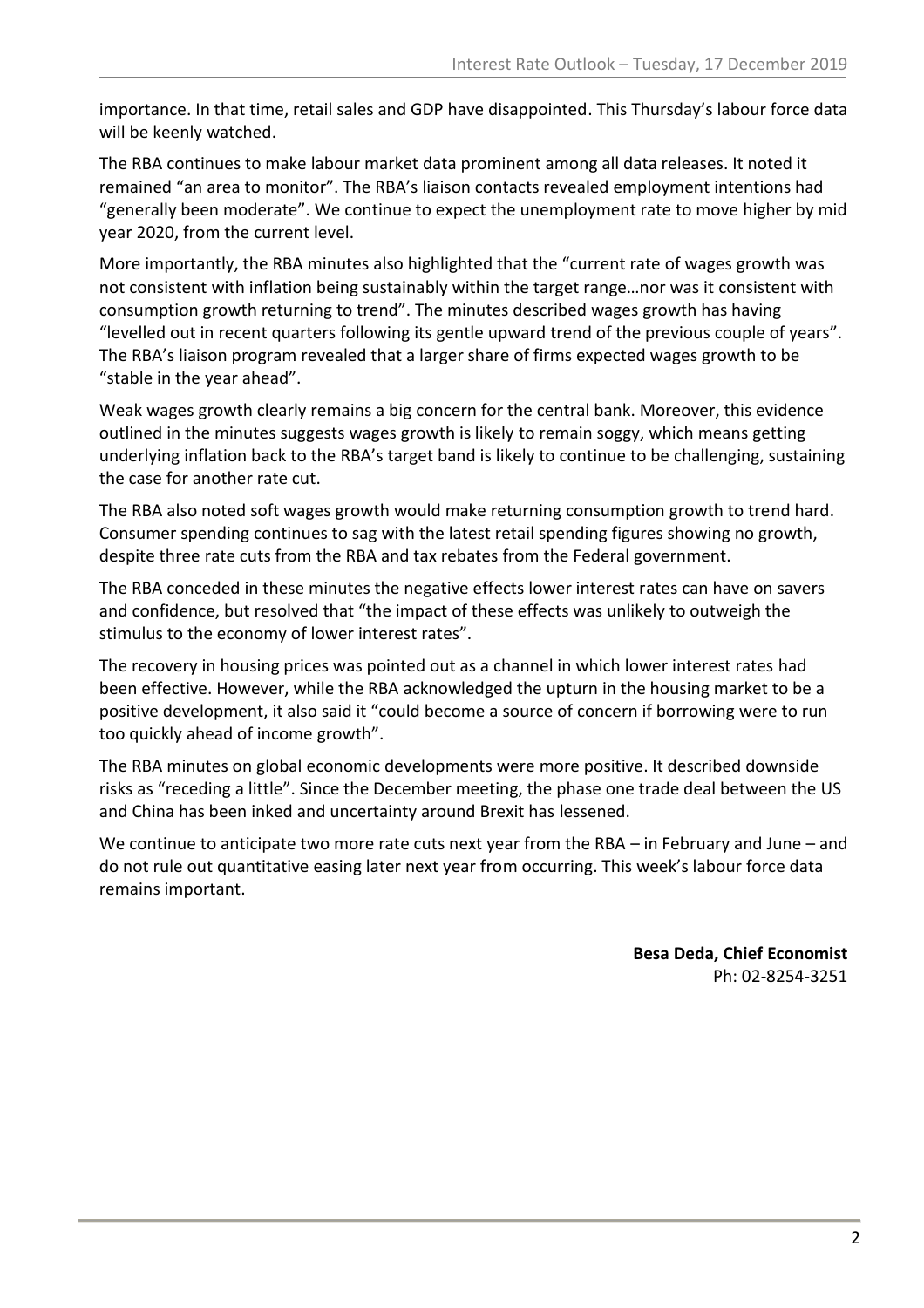importance. In that time, retail sales and GDP have disappointed. This Thursday's labour force data will be keenly watched.

The RBA continues to make labour market data prominent among all data releases. It noted it remained "an area to monitor". The RBA's liaison contacts revealed employment intentions had "generally been moderate". We continue to expect the unemployment rate to move higher by mid year 2020, from the current level.

More importantly, the RBA minutes also highlighted that the "current rate of wages growth was not consistent with inflation being sustainably within the target range…nor was it consistent with consumption growth returning to trend". The minutes described wages growth has having "levelled out in recent quarters following its gentle upward trend of the previous couple of years". The RBA's liaison program revealed that a larger share of firms expected wages growth to be "stable in the year ahead".

Weak wages growth clearly remains a big concern for the central bank. Moreover, this evidence outlined in the minutes suggests wages growth is likely to remain soggy, which means getting underlying inflation back to the RBA's target band is likely to continue to be challenging, sustaining the case for another rate cut.

The RBA also noted soft wages growth would make returning consumption growth to trend hard. Consumer spending continues to sag with the latest retail spending figures showing no growth, despite three rate cuts from the RBA and tax rebates from the Federal government.

The RBA conceded in these minutes the negative effects lower interest rates can have on savers and confidence, but resolved that "the impact of these effects was unlikely to outweigh the stimulus to the economy of lower interest rates".

The recovery in housing prices was pointed out as a channel in which lower interest rates had been effective. However, while the RBA acknowledged the upturn in the housing market to be a positive development, it also said it "could become a source of concern if borrowing were to run too quickly ahead of income growth".

The RBA minutes on global economic developments were more positive. It described downside risks as "receding a little". Since the December meeting, the phase one trade deal between the US and China has been inked and uncertainty around Brexit has lessened.

We continue to anticipate two more rate cuts next year from the RBA – in February and June – and do not rule out quantitative easing later next year from occurring. This week's labour force data remains important.

**Besa Deda, Chief Economist**
Ph: 02-8254-3251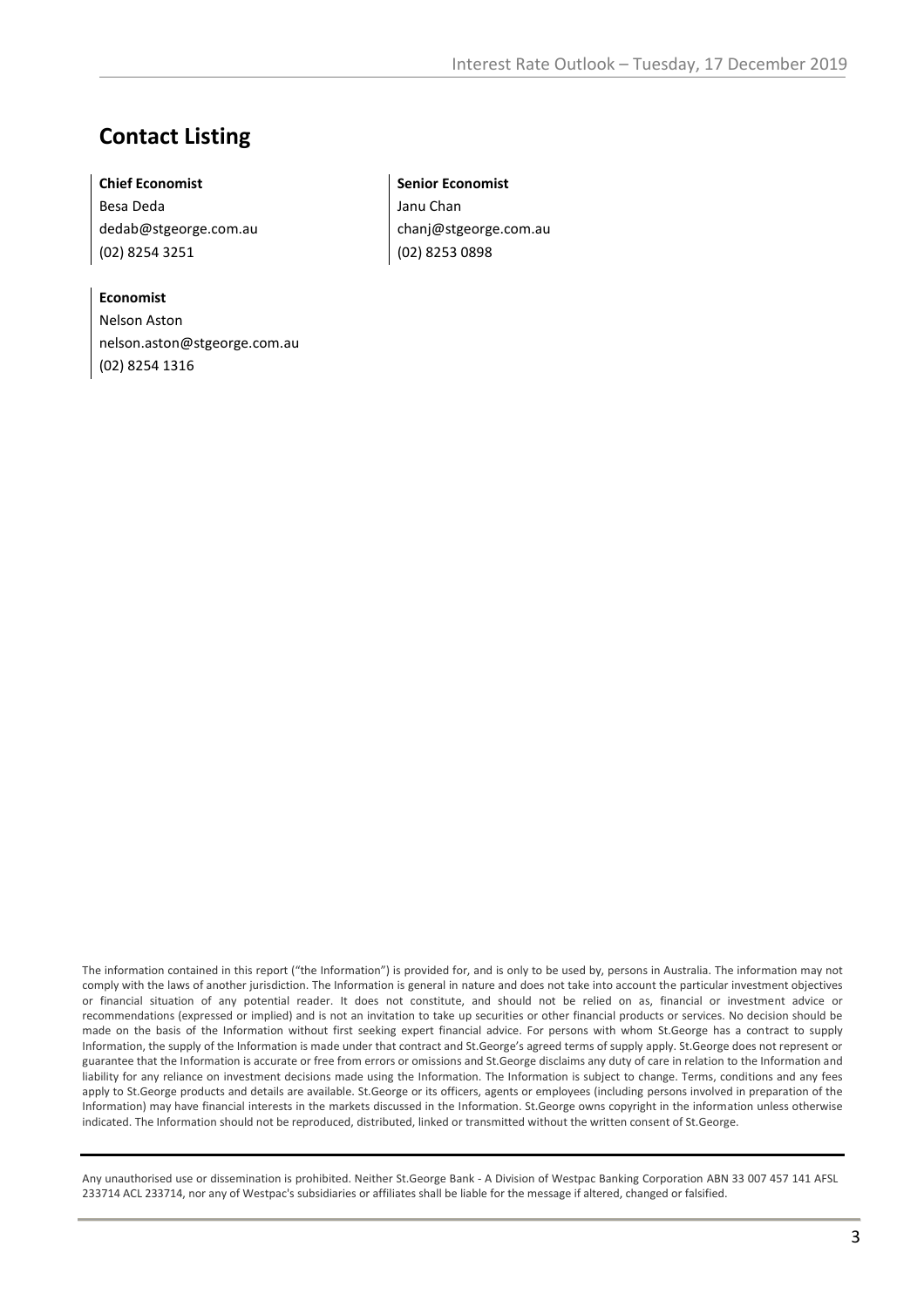## Contact Listing

**Chief Economist**
Besa Deda
dedab@stgeorge.com.au
(02) 8254 3251

**Senior Economist**
Janu Chan
chanj@stgeorge.com.au
(02) 8253 0898

**Economist**
Nelson Aston
nelson.aston@stgeorge.com.au
(02) 8254 1316

The information contained in this report ("the Information") is provided for, and is only to be used by, persons in Australia. The information may not comply with the laws of another jurisdiction. The Information is general in nature and does not take into account the particular investment objectives or financial situation of any potential reader. It does not constitute, and should not be relied on as, financial or investment advice or recommendations (expressed or implied) and is not an invitation to take up securities or other financial products or services. No decision should be made on the basis of the Information without first seeking expert financial advice. For persons with whom St.George has a contract to supply Information, the supply of the Information is made under that contract and St.George's agreed terms of supply apply. St.George does not represent or guarantee that the Information is accurate or free from errors or omissions and St.George disclaims any duty of care in relation to the Information and liability for any reliance on investment decisions made using the Information. The Information is subject to change. Terms, conditions and any fees apply to St.George products and details are available. St.George or its officers, agents or employees (including persons involved in preparation of the Information) may have financial interests in the markets discussed in the Information. St.George owns copyright in the information unless otherwise indicated. The Information should not be reproduced, distributed, linked or transmitted without the written consent of St.George.

Any unauthorised use or dissemination is prohibited. Neither St.George Bank - A Division of Westpac Banking Corporation ABN 33 007 457 141 AFSL 233714 ACL 233714, nor any of Westpac's subsidiaries or affiliates shall be liable for the message if altered, changed or falsified.